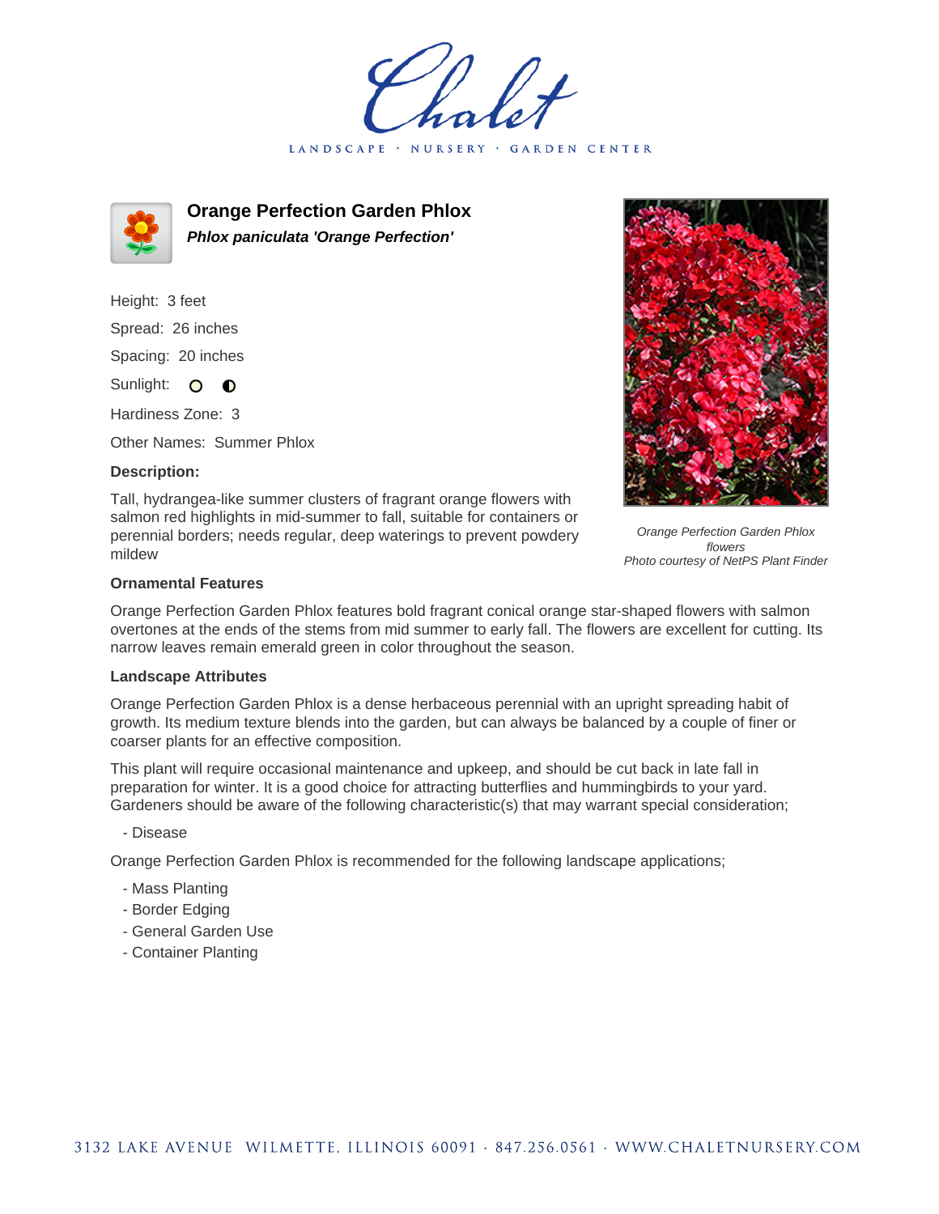Chalet

LANDSCAPE · NURSERY · GARDEN CENTER

# Orange Perfection Garden Phlox

***Phlox paniculata 'Orange Perfection'***

Height: 3 feet

Spread: 26 inches

Spacing: 20 inches

Sunlight:

Hardiness Zone: 3

Other Names: Summer Phlox

### Description:

Tall, hydrangea-like summer clusters of fragrant orange flowers with salmon red highlights in mid-summer to fall, suitable for containers or perennial borders; needs regular, deep waterings to prevent powdery mildew

*Orange Perfection Garden Phlox flowers*
*Photo courtesy of NetPS Plant Finder*

### Ornamental Features

Orange Perfection Garden Phlox features bold fragrant conical orange star-shaped flowers with salmon overtones at the ends of the stems from mid summer to early fall. The flowers are excellent for cutting. Its narrow leaves remain emerald green in color throughout the season.

### Landscape Attributes

Orange Perfection Garden Phlox is a dense herbaceous perennial with an upright spreading habit of growth. Its medium texture blends into the garden, but can always be balanced by a couple of finer or coarser plants for an effective composition.

This plant will require occasional maintenance and upkeep, and should be cut back in late fall in preparation for winter. It is a good choice for attracting butterflies and hummingbirds to your yard. Gardeners should be aware of the following characteristic(s) that may warrant special consideration;

- Disease

Orange Perfection Garden Phlox is recommended for the following landscape applications;

- Mass Planting
- Border Edging
- General Garden Use
- Container Planting

3132 LAKE AVENUE WILMETTE, ILLINOIS 60091 · 847.256.0561 · WWW.CHALETNURSERY.COM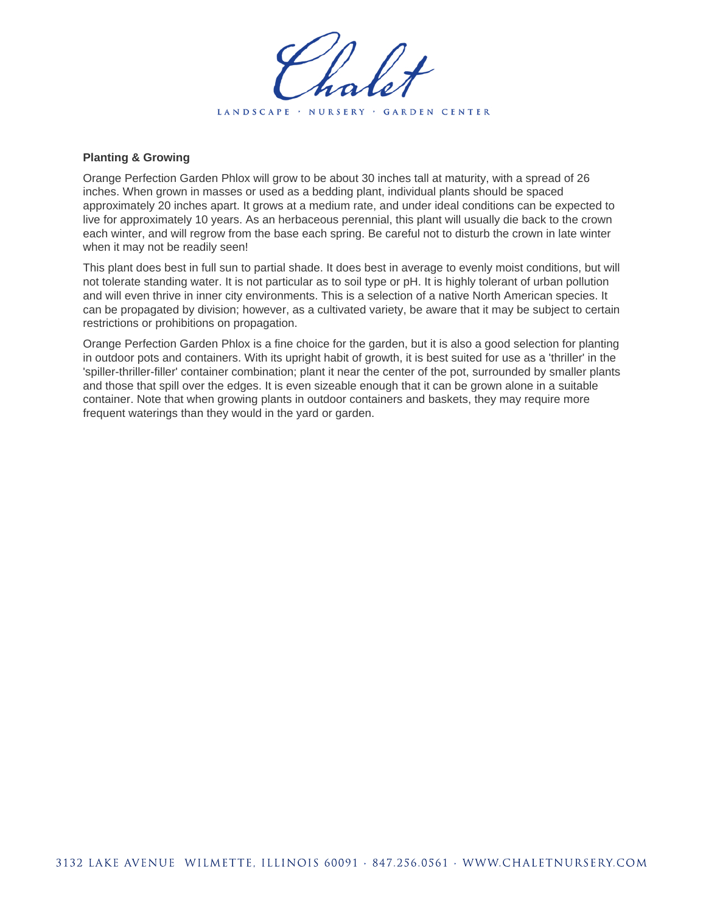### Planting & Growing

Orange Perfection Garden Phlox will grow to be about 30 inches tall at maturity, with a spread of 26 inches. When grown in masses or used as a bedding plant, individual plants should be spaced approximately 20 inches apart. It grows at a medium rate, and under ideal conditions can be expected to live for approximately 10 years. As an herbaceous perennial, this plant will usually die back to the crown each winter, and will regrow from the base each spring. Be careful not to disturb the crown in late winter when it may not be readily seen!

This plant does best in full sun to partial shade. It does best in average to evenly moist conditions, but will not tolerate standing water. It is not particular as to soil type or pH. It is highly tolerant of urban pollution and will even thrive in inner city environments. This is a selection of a native North American species. It can be propagated by division; however, as a cultivated variety, be aware that it may be subject to certain restrictions or prohibitions on propagation.

Orange Perfection Garden Phlox is a fine choice for the garden, but it is also a good selection for planting in outdoor pots and containers. With its upright habit of growth, it is best suited for use as a 'thriller' in the 'spiller-thriller-filler' container combination; plant it near the center of the pot, surrounded by smaller plants and those that spill over the edges. It is even sizeable enough that it can be grown alone in a suitable container. Note that when growing plants in outdoor containers and baskets, they may require more frequent waterings than they would in the yard or garden.